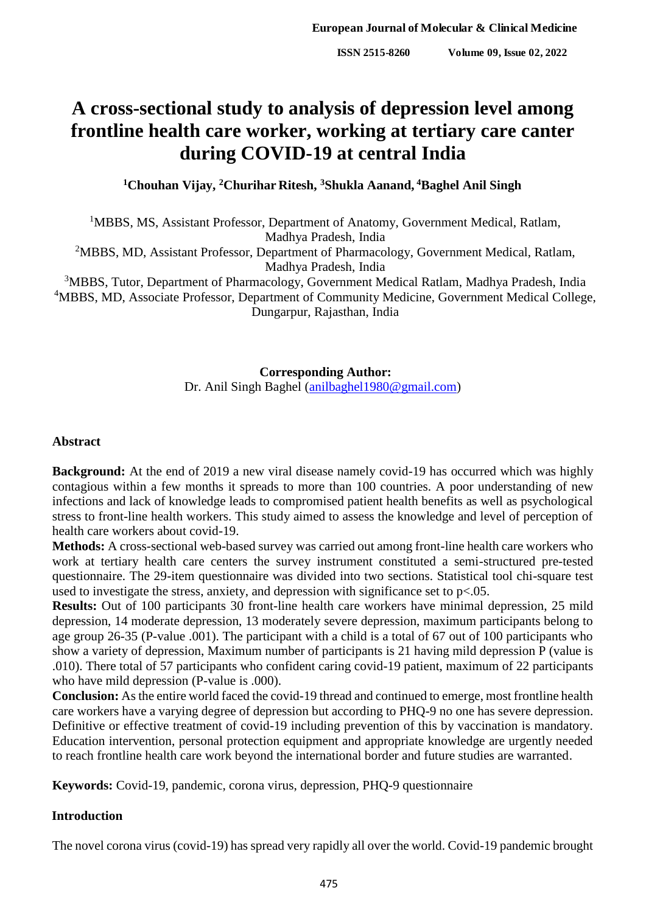# A cross-sectional study to analysis of depression level among frontline health care worker, working at tertiary care canter during COVID-19 at central India

**[1]Chouhan Vijay, [2]Churihar Ritesh, [3]Shukla Aanand, [4]Baghel Anil Singh**

[1]MBBS, MS, Assistant Professor, Department of Anatomy, Government Medical, Ratlam, Madhya Pradesh, India
[2]MBBS, MD, Assistant Professor, Department of Pharmacology, Government Medical, Ratlam, Madhya Pradesh, India
[3]MBBS, Tutor, Department of Pharmacology, Government Medical Ratlam, Madhya Pradesh, India
[4]MBBS, MD, Associate Professor, Department of Community Medicine, Government Medical College, Dungarpur, Rajasthan, India

**Corresponding Author:**
Dr. Anil Singh Baghel (anilbaghel1980@gmail.com)

## Abstract

**Background:** At the end of 2019 a new viral disease namely covid-19 has occurred which was highly contagious within a few months it spreads to more than 100 countries. A poor understanding of new infections and lack of knowledge leads to compromised patient health benefits as well as psychological stress to front-line health workers. This study aimed to assess the knowledge and level of perception of health care workers about covid-19.

**Methods:** A cross-sectional web-based survey was carried out among front-line health care workers who work at tertiary health care centers the survey instrument constituted a semi-structured pre-tested questionnaire. The 29-item questionnaire was divided into two sections. Statistical tool chi-square test used to investigate the stress, anxiety, and depression with significance set to $p<.05$.

**Results:** Out of 100 participants 30 front-line health care workers have minimal depression, 25 mild depression, 14 moderate depression, 13 moderately severe depression, maximum participants belong to age group 26-35 (P-value .001). The participant with a child is a total of 67 out of 100 participants who show a variety of depression, Maximum number of participants is 21 having mild depression P (value is .010). There total of 57 participants who confident caring covid-19 patient, maximum of 22 participants who have mild depression (P-value is .000).

**Conclusion:** As the entire world faced the covid-19 thread and continued to emerge, most frontline health care workers have a varying degree of depression but according to PHQ-9 no one has severe depression. Definitive or effective treatment of covid-19 including prevention of this by vaccination is mandatory. Education intervention, personal protection equipment and appropriate knowledge are urgently needed to reach frontline health care work beyond the international border and future studies are warranted.

**Keywords:** Covid-19, pandemic, corona virus, depression, PHQ-9 questionnaire

## Introduction

The novel corona virus (covid-19) has spread very rapidly all over the world. Covid-19 pandemic brought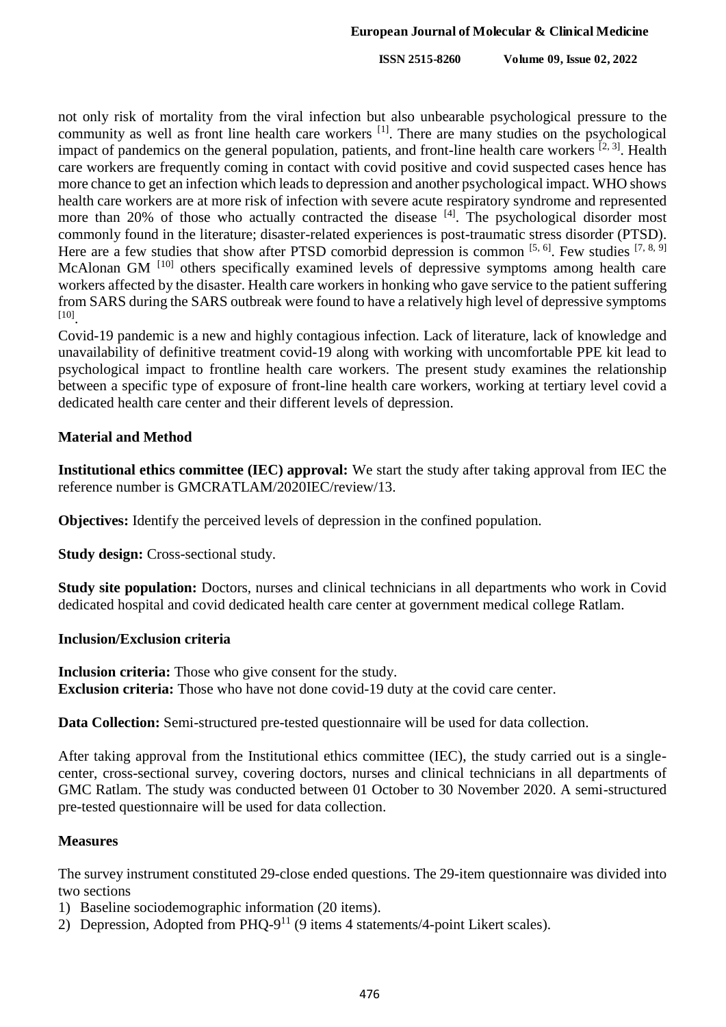not only risk of mortality from the viral infection but also unbearable psychological pressure to the community as well as front line health care workers [1]. There are many studies on the psychological impact of pandemics on the general population, patients, and front-line health care workers [2, 3]. Health care workers are frequently coming in contact with covid positive and covid suspected cases hence has more chance to get an infection which leads to depression and another psychological impact. WHO shows health care workers are at more risk of infection with severe acute respiratory syndrome and represented more than 20% of those who actually contracted the disease [4]. The psychological disorder most commonly found in the literature; disaster-related experiences is post-traumatic stress disorder (PTSD). Here are a few studies that show after PTSD comorbid depression is common [5, 6]. Few studies [7, 8, 9] McAlonan GM [10] others specifically examined levels of depressive symptoms among health care workers affected by the disaster. Health care workers in honking who gave service to the patient suffering from SARS during the SARS outbreak were found to have a relatively high level of depressive symptoms [10].

Covid-19 pandemic is a new and highly contagious infection. Lack of literature, lack of knowledge and unavailability of definitive treatment covid-19 along with working with uncomfortable PPE kit lead to psychological impact to frontline health care workers. The present study examines the relationship between a specific type of exposure of front-line health care workers, working at tertiary level covid a dedicated health care center and their different levels of depression.

## Material and Method

**Institutional ethics committee (IEC) approval:** We start the study after taking approval from IEC the reference number is GMCRATLAM/2020IEC/review/13.

**Objectives:** Identify the perceived levels of depression in the confined population.

**Study design:** Cross-sectional study.

**Study site population:** Doctors, nurses and clinical technicians in all departments who work in Covid dedicated hospital and covid dedicated health care center at government medical college Ratlam.

### Inclusion/Exclusion criteria

**Inclusion criteria:** Those who give consent for the study.
**Exclusion criteria:** Those who have not done covid-19 duty at the covid care center.

**Data Collection:** Semi-structured pre-tested questionnaire will be used for data collection.

After taking approval from the Institutional ethics committee (IEC), the study carried out is a single-center, cross-sectional survey, covering doctors, nurses and clinical technicians in all departments of GMC Ratlam. The study was conducted between 01 October to 30 November 2020. A semi-structured pre-tested questionnaire will be used for data collection.

### Measures

The survey instrument constituted 29-close ended questions. The 29-item questionnaire was divided into two sections

1) Baseline sociodemographic information (20 items).
2) Depression, Adopted from PHQ-9[11] (9 items 4 statements/4-point Likert scales).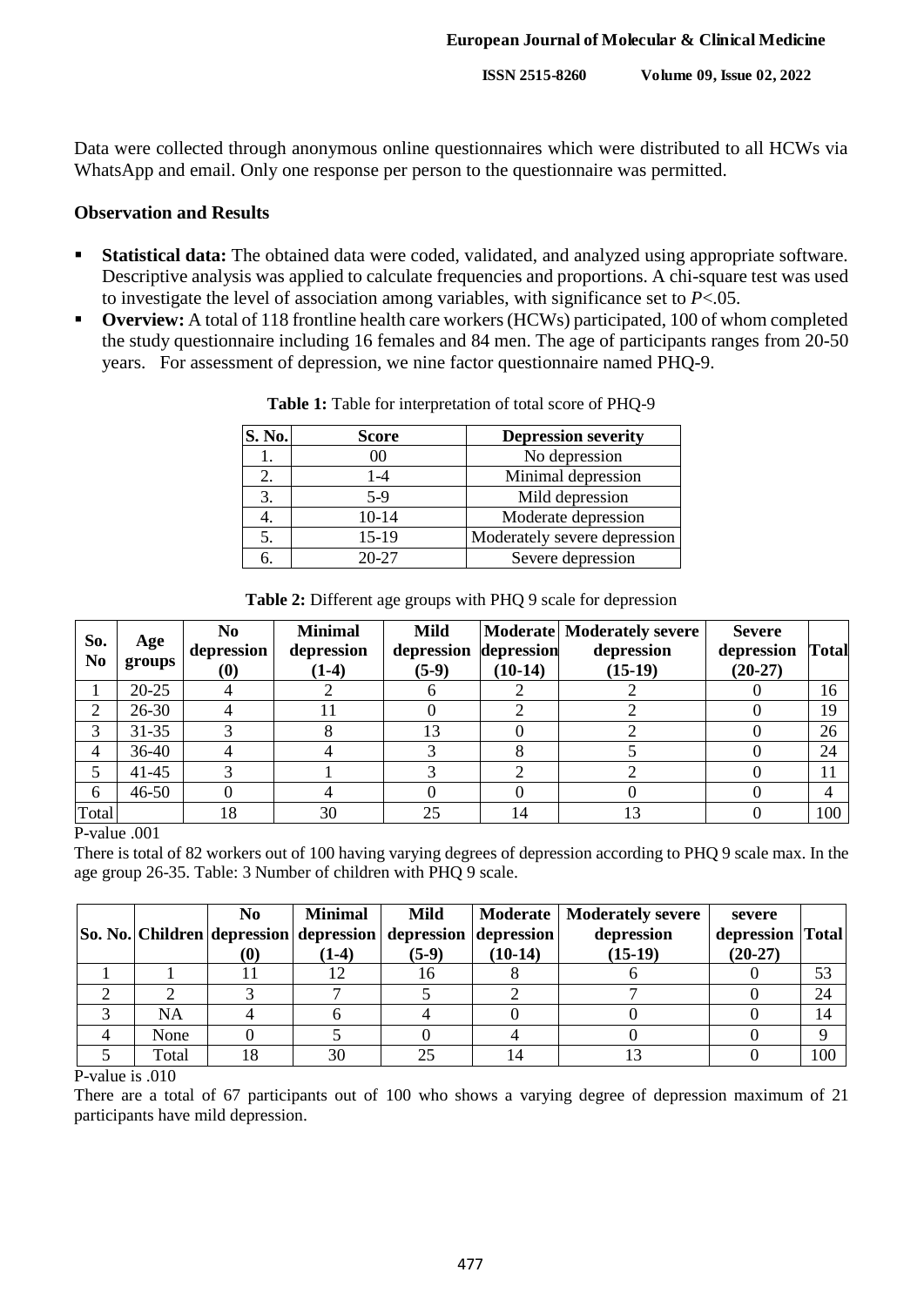Data were collected through anonymous online questionnaires which were distributed to all HCWs via WhatsApp and email. Only one response per person to the questionnaire was permitted.

## Observation and Results

- **Statistical data:** The obtained data were coded, validated, and analyzed using appropriate software. Descriptive analysis was applied to calculate frequencies and proportions. A chi-square test was used to investigate the level of association among variables, with significance set to $P<.05$.
- **Overview:** A total of 118 frontline health care workers (HCWs) participated, 100 of whom completed the study questionnaire including 16 females and 84 men. The age of participants ranges from 20-50 years. For assessment of depression, we nine factor questionnaire named PHQ-9.

**Table 1:** Table for interpretation of total score of PHQ-9

| S. No. | Score | Depression severity |
|---|---|---|
| 1. | 00 | No depression |
| 2. | 1-4 | Minimal depression |
| 3. | 5-9 | Mild depression |
| 4. | 10-14 | Moderate depression |
| 5. | 15-19 | Moderately severe depression |
| 6. | 20-27 | Severe depression |

**Table 2:** Different age groups with PHQ 9 scale for depression

| So. No | Age groups | No depression (0) | Minimal depression (1-4) | Mild depression (5-9) | Moderate depression (10-14) | Moderately severe depression (15-19) | Severe depression (20-27) | Total |
|---|---|---|---|---|---|---|---|---|
| 1 | 20-25 | 4 | 2 | 6 | 2 | 2 | 0 | 16 |
| 2 | 26-30 | 4 | 11 | 0 | 2 | 2 | 0 | 19 |
| 3 | 31-35 | 3 | 8 | 13 | 0 | 2 | 0 | 26 |
| 4 | 36-40 | 4 | 4 | 3 | 8 | 5 | 0 | 24 |
| 5 | 41-45 | 3 | 1 | 3 | 2 | 2 | 0 | 11 |
| 6 | 46-50 | 0 | 4 | 0 | 0 | 0 | 0 | 4 |
| Total | | 18 | 30 | 25 | 14 | 13 | 0 | 100 |

P-value .001

There is total of 82 workers out of 100 having varying degrees of depression according to PHQ 9 scale max. In the age group 26-35. Table: 3 Number of children with PHQ 9 scale.

| So. No. | Children | No depression (0) | Minimal depression (1-4) | Mild depression (5-9) | Moderate depression (10-14) | Moderately severe depression (15-19) | severe depression (20-27) | Total |
|---|---|---|---|---|---|---|---|---|
| 1 | 1 | 11 | 12 | 16 | 8 | 6 | 0 | 53 |
| 2 | 2 | 3 | 7 | 5 | 2 | 7 | 0 | 24 |
| 3 | NA | 4 | 6 | 4 | 0 | 0 | 0 | 14 |
| 4 | None | 0 | 5 | 0 | 4 | 0 | 0 | 9 |
| 5 | Total | 18 | 30 | 25 | 14 | 13 | 0 | 100 |

P-value is .010

There are a total of 67 participants out of 100 who shows a varying degree of depression maximum of 21 participants have mild depression.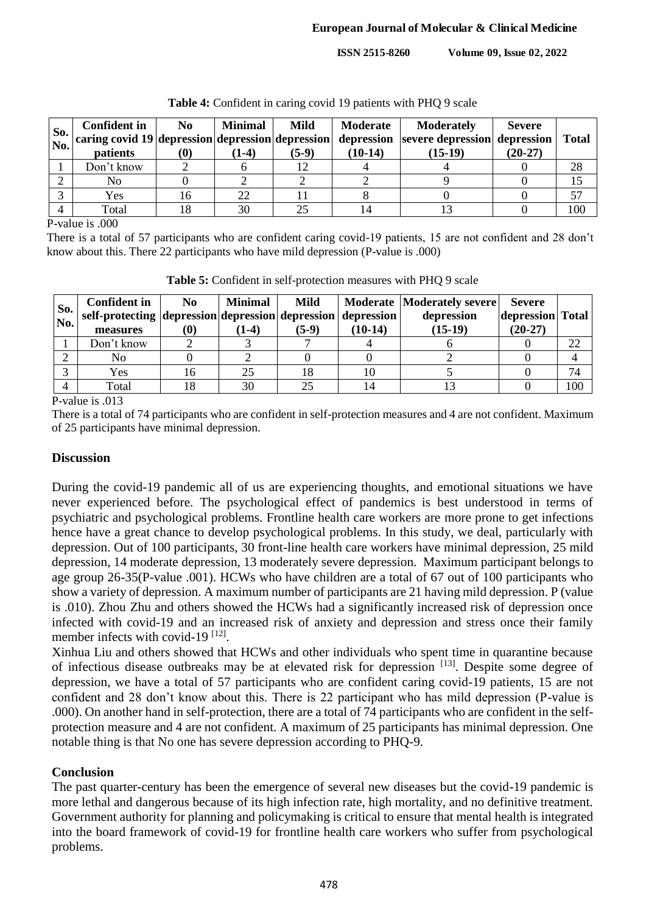**Table 4:** Confident in caring covid 19 patients with PHQ 9 scale

| So. No. | Confident in caring covid 19 patients | No depression (0) | Minimal depression (1-4) | Mild depression (5-9) | Moderate depression (10-14) | Moderately severe depression (15-19) | Severe depression (20-27) | Total |
|---|---|---|---|---|---|---|---|---|
| 1 | Don't know | 2 | 6 | 12 | 4 | 4 | 0 | 28 |
| 2 | No | 0 | 2 | 2 | 2 | 9 | 0 | 15 |
| 3 | Yes | 16 | 22 | 11 | 8 | 0 | 0 | 57 |
| 4 | Total | 18 | 30 | 25 | 14 | 13 | 0 | 100 |

P-value is .000

There is a total of 57 participants who are confident caring covid-19 patients, 15 are not confident and 28 don't know about this. There 22 participants who have mild depression (P-value is .000)

**Table 5:** Confident in self-protection measures with PHQ 9 scale

| So. No. | Confident in self-protecting measures | No depression (0) | Minimal depression (1-4) | Mild depression (5-9) | Moderate depression (10-14) | Moderately severe depression (15-19) | Severe depression (20-27) | Total |
|---|---|---|---|---|---|---|---|---|
| 1 | Don't know | 2 | 3 | 7 | 4 | 6 | 0 | 22 |
| 2 | No | 0 | 2 | 0 | 0 | 2 | 0 | 4 |
| 3 | Yes | 16 | 25 | 18 | 10 | 5 | 0 | 74 |
| 4 | Total | 18 | 30 | 25 | 14 | 13 | 0 | 100 |

P-value is .013

There is a total of 74 participants who are confident in self-protection measures and 4 are not confident. Maximum of 25 participants have minimal depression.

## Discussion

During the covid-19 pandemic all of us are experiencing thoughts, and emotional situations we have never experienced before. The psychological effect of pandemics is best understood in terms of psychiatric and psychological problems. Frontline health care workers are more prone to get infections hence have a great chance to develop psychological problems. In this study, we deal, particularly with depression. Out of 100 participants, 30 front-line health care workers have minimal depression, 25 mild depression, 14 moderate depression, 13 moderately severe depression. Maximum participant belongs to age group 26-35(P-value .001). HCWs who have children are a total of 67 out of 100 participants who show a variety of depression. A maximum number of participants are 21 having mild depression. P (value is .010). Zhou Zhu and others showed the HCWs had a significantly increased risk of depression once infected with covid-19 and an increased risk of anxiety and depression and stress once their family member infects with covid-19 [12].

Xinhua Liu and others showed that HCWs and other individuals who spent time in quarantine because of infectious disease outbreaks may be at elevated risk for depression [13]. Despite some degree of depression, we have a total of 57 participants who are confident caring covid-19 patients, 15 are not confident and 28 don't know about this. There is 22 participant who has mild depression (P-value is .000). On another hand in self-protection, there are a total of 74 participants who are confident in the self-protection measure and 4 are not confident. A maximum of 25 participants has minimal depression. One notable thing is that No one has severe depression according to PHQ-9.

## Conclusion

The past quarter-century has been the emergence of several new diseases but the covid-19 pandemic is more lethal and dangerous because of its high infection rate, high mortality, and no definitive treatment. Government authority for planning and policymaking is critical to ensure that mental health is integrated into the board framework of covid-19 for frontline health care workers who suffer from psychological problems.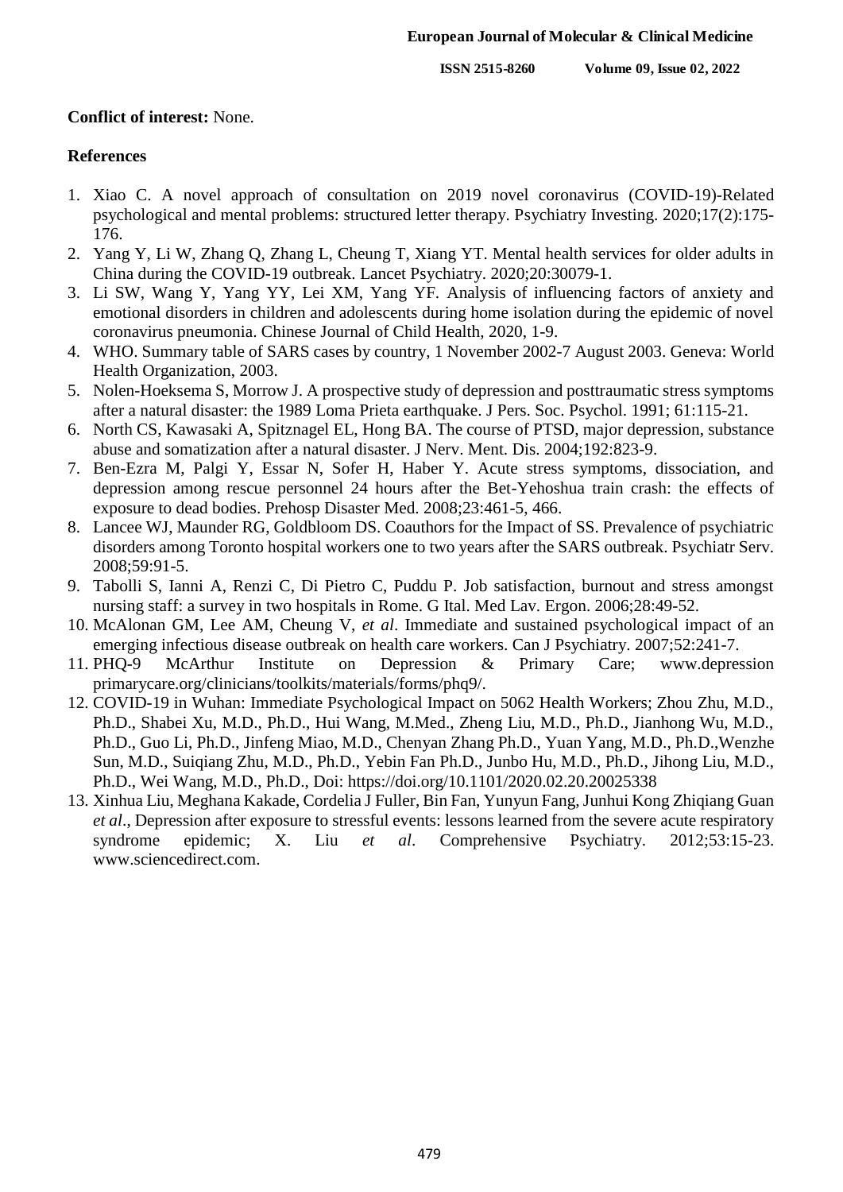**Conflict of interest:** None.

## References

1. Xiao C. A novel approach of consultation on 2019 novel coronavirus (COVID-19)-Related psychological and mental problems: structured letter therapy. Psychiatry Investing. 2020;17(2):175-176.
2. Yang Y, Li W, Zhang Q, Zhang L, Cheung T, Xiang YT. Mental health services for older adults in China during the COVID-19 outbreak. Lancet Psychiatry. 2020;20:30079-1.
3. Li SW, Wang Y, Yang YY, Lei XM, Yang YF. Analysis of influencing factors of anxiety and emotional disorders in children and adolescents during home isolation during the epidemic of novel coronavirus pneumonia. Chinese Journal of Child Health, 2020, 1-9.
4. WHO. Summary table of SARS cases by country, 1 November 2002-7 August 2003. Geneva: World Health Organization, 2003.
5. Nolen-Hoeksema S, Morrow J. A prospective study of depression and posttraumatic stress symptoms after a natural disaster: the 1989 Loma Prieta earthquake. J Pers. Soc. Psychol. 1991; 61:115-21.
6. North CS, Kawasaki A, Spitznagel EL, Hong BA. The course of PTSD, major depression, substance abuse and somatization after a natural disaster. J Nerv. Ment. Dis. 2004;192:823-9.
7. Ben-Ezra M, Palgi Y, Essar N, Sofer H, Haber Y. Acute stress symptoms, dissociation, and depression among rescue personnel 24 hours after the Bet-Yehoshua train crash: the effects of exposure to dead bodies. Prehosp Disaster Med. 2008;23:461-5, 466.
8. Lancee WJ, Maunder RG, Goldbloom DS. Coauthors for the Impact of SS. Prevalence of psychiatric disorders among Toronto hospital workers one to two years after the SARS outbreak. Psychiatr Serv. 2008;59:91-5.
9. Tabolli S, Ianni A, Renzi C, Di Pietro C, Puddu P. Job satisfaction, burnout and stress amongst nursing staff: a survey in two hospitals in Rome. G Ital. Med Lav. Ergon. 2006;28:49-52.
10. McAlonan GM, Lee AM, Cheung V, *et al*. Immediate and sustained psychological impact of an emerging infectious disease outbreak on health care workers. Can J Psychiatry. 2007;52:241-7.
11. PHQ-9 McArthur Institute on Depression & Primary Care; www.depression primarycare.org/clinicians/toolkits/materials/forms/phq9/.
12. COVID-19 in Wuhan: Immediate Psychological Impact on 5062 Health Workers; Zhou Zhu, M.D., Ph.D., Shabei Xu, M.D., Ph.D., Hui Wang, M.Med., Zheng Liu, M.D., Ph.D., Jianhong Wu, M.D., Ph.D., Guo Li, Ph.D., Jinfeng Miao, M.D., Chenyan Zhang Ph.D., Yuan Yang, M.D., Ph.D.,Wenzhe Sun, M.D., Suiqiang Zhu, M.D., Ph.D., Yebin Fan Ph.D., Junbo Hu, M.D., Ph.D., Jihong Liu, M.D., Ph.D., Wei Wang, M.D., Ph.D., Doi: https://doi.org/10.1101/2020.02.20.20025338
13. Xinhua Liu, Meghana Kakade, Cordelia J Fuller, Bin Fan, Yunyun Fang, Junhui Kong Zhiqiang Guan *et al*., Depression after exposure to stressful events: lessons learned from the severe acute respiratory syndrome epidemic; X. Liu *et al*. Comprehensive Psychiatry. 2012;53:15-23. www.sciencedirect.com.